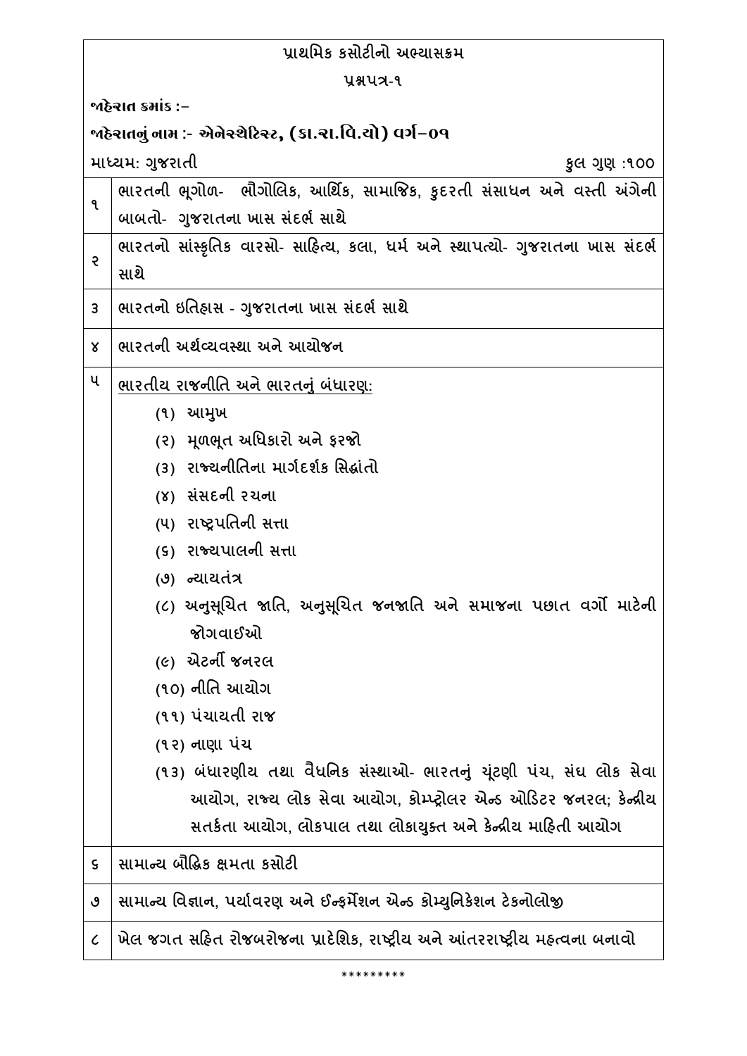# પ્રાથમિક કસોટીનો અભ્યાસક્રમ

## પ્રશ્નપત્ર-૧

**જાહેરાત ક્રમાંક :-**

**જાહેરાતનું નામ :- એનેસ્થેટિસ્ટ, (કા.રા.વિ.યો) વર્ગ–૦૧**

માધ્યમ: ગુજરાતી

કુલ ગુણ :૧૦૦

| ક્રમ | વિષય |
|---|---|
| ૧ | ભારતની ભૂગોળ- ભૌગોલિક, આર્થિક, સામાજિક, કુદરતી સંસાધન અને વસ્તી અંગેની બાબતો- ગુજરાતના ખાસ સંદર્ભ સાથે |
| ૨ | ભારતનો સાંસ્કૃતિક વારસો- સાહિત્ય, કલા, ધર્મ અને સ્થાપત્યો- ગુજરાતના ખાસ સંદર્ભ સાથે |
| ૩ | ભારતનો ઇતિહાસ - ગુજરાતના ખાસ સંદર્ભ સાથે |
| ૪ | ભારતની અર્થવ્યવસ્થા અને આયોજન |
| ૫ | <u>ભારતીય રાજનીતિ અને ભારતનું બંધારણ:</u><br>(૧) આમુખ<br>(૨) મૂળભૂત અધિકારો અને ફરજો<br>(૩) રાજ્યનીતિના માર્ગદર્શક સિદ્ધાંતો<br>(૪) સંસદની રચના<br>(૫) રાષ્ટ્રપતિની સત્તા<br>(૬) રાજ્યપાલની સત્તા<br>(૭) ન્યાયતંત્ર<br>(૮) અનુસૂચિત જાતિ, અનુસૂચિત જનજાતિ અને સમાજના પછાત વર્ગો માટેની જોગવાઈઓ<br>(૯) એટર્ની જનરલ<br>(૧૦) નીતિ આયોગ<br>(૧૧) પંચાયતી રાજ<br>(૧૨) નાણા પંચ<br>(૧૩) બંધારણીય તથા વૈધનિક સંસ્થાઓ- ભારતનું ચૂંટણી પંચ, સંઘ લોક સેવા આયોગ, રાજ્ય લોક સેવા આયોગ, કોમ્પ્ટ્રોલર એન્ડ ઓડિટર જનરલ; કેન્દ્રીય સતર્કતા આયોગ, લોકપાલ તથા લોકાયુક્ત અને કેન્દ્રીય માહિતી આયોગ |
| ૬ | સામાન્ય બૌદ્ધિક ક્ષમતા કસોટી |
| ૭ | સામાન્ય વિજ્ઞાન, પર્યાવરણ અને ઈન્ફર્મેશન એન્ડ કોમ્યુનિકેશન ટેકનોલોજી |
| ૮ | ખેલ જગત સહિત રોજબરોજના પ્રાદેશિક, રાષ્ટ્રીય અને આંતરરાષ્ટ્રીય મહત્વના બનાવો |

*********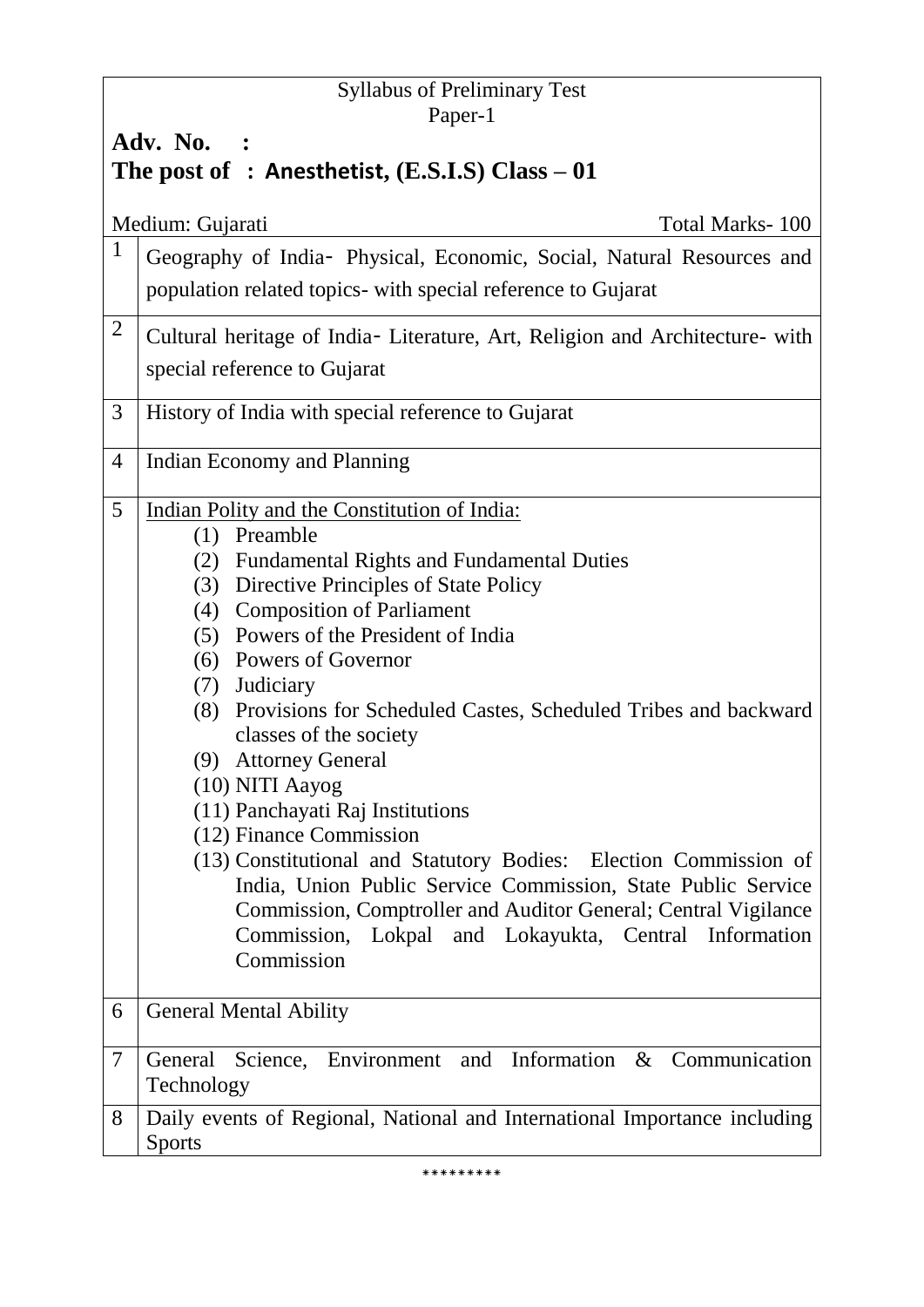Syllabus of Preliminary Test
Paper-1

**Adv. No. :**

**The post of : Anesthetist, (E.S.I.S) Class – 01**

Medium: Gujarati | Total Marks- 100

| | |
|---|---|
| 1 | Geography of India- Physical, Economic, Social, Natural Resources and population related topics- with special reference to Gujarat |
| 2 | Cultural heritage of India- Literature, Art, Religion and Architecture- with special reference to Gujarat |
| 3 | History of India with special reference to Gujarat |
| 4 | Indian Economy and Planning |
| 5 | Indian Polity and the Constitution of India: (1) Preamble (2) Fundamental Rights and Fundamental Duties (3) Directive Principles of State Policy (4) Composition of Parliament (5) Powers of the President of India (6) Powers of Governor (7) Judiciary (8) Provisions for Scheduled Castes, Scheduled Tribes and backward classes of the society (9) Attorney General (10) NITI Aayog (11) Panchayati Raj Institutions (12) Finance Commission (13) Constitutional and Statutory Bodies: Election Commission of India, Union Public Service Commission, State Public Service Commission, Comptroller and Auditor General; Central Vigilance Commission, Lokpal and Lokayukta, Central Information Commission |
| 6 | General Mental Ability |
| 7 | General Science, Environment and Information & Communication Technology |
| 8 | Daily events of Regional, National and International Importance including Sports |

*********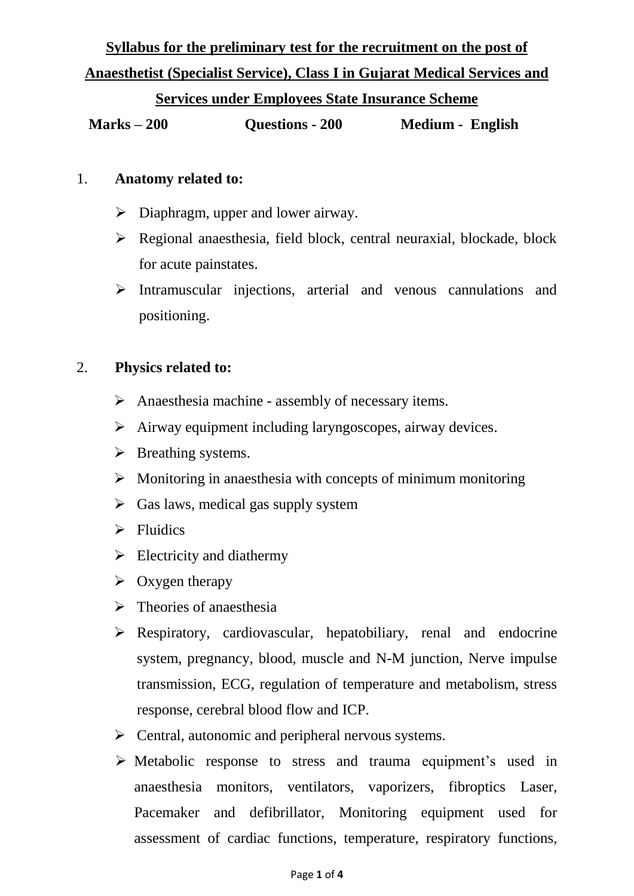# Syllabus for the preliminary test for the recruitment on the post of Anaesthetist (Specialist Service), Class I in Gujarat Medical Services and Services under Employees State Insurance Scheme

**Marks – 200** **Questions - 200** **Medium - English**

1. **Anatomy related to:**
   - Diaphragm, upper and lower airway.
   - Regional anaesthesia, field block, central neuraxial, blockade, block for acute painstates.
   - Intramuscular injections, arterial and venous cannulations and positioning.

2. **Physics related to:**
   - Anaesthesia machine - assembly of necessary items.
   - Airway equipment including laryngoscopes, airway devices.
   - Breathing systems.
   - Monitoring in anaesthesia with concepts of minimum monitoring
   - Gas laws, medical gas supply system
   - Fluidics
   - Electricity and diathermy
   - Oxygen therapy
   - Theories of anaesthesia
   - Respiratory, cardiovascular, hepatobiliary, renal and endocrine system, pregnancy, blood, muscle and N-M junction, Nerve impulse transmission, ECG, regulation of temperature and metabolism, stress response, cerebral blood flow and ICP.
   - Central, autonomic and peripheral nervous systems.
   - Metabolic response to stress and trauma equipment's used in anaesthesia monitors, ventilators, vaporizers, fibroptics Laser, Pacemaker and defibrillator, Monitoring equipment used for assessment of cardiac functions, temperature, respiratory functions,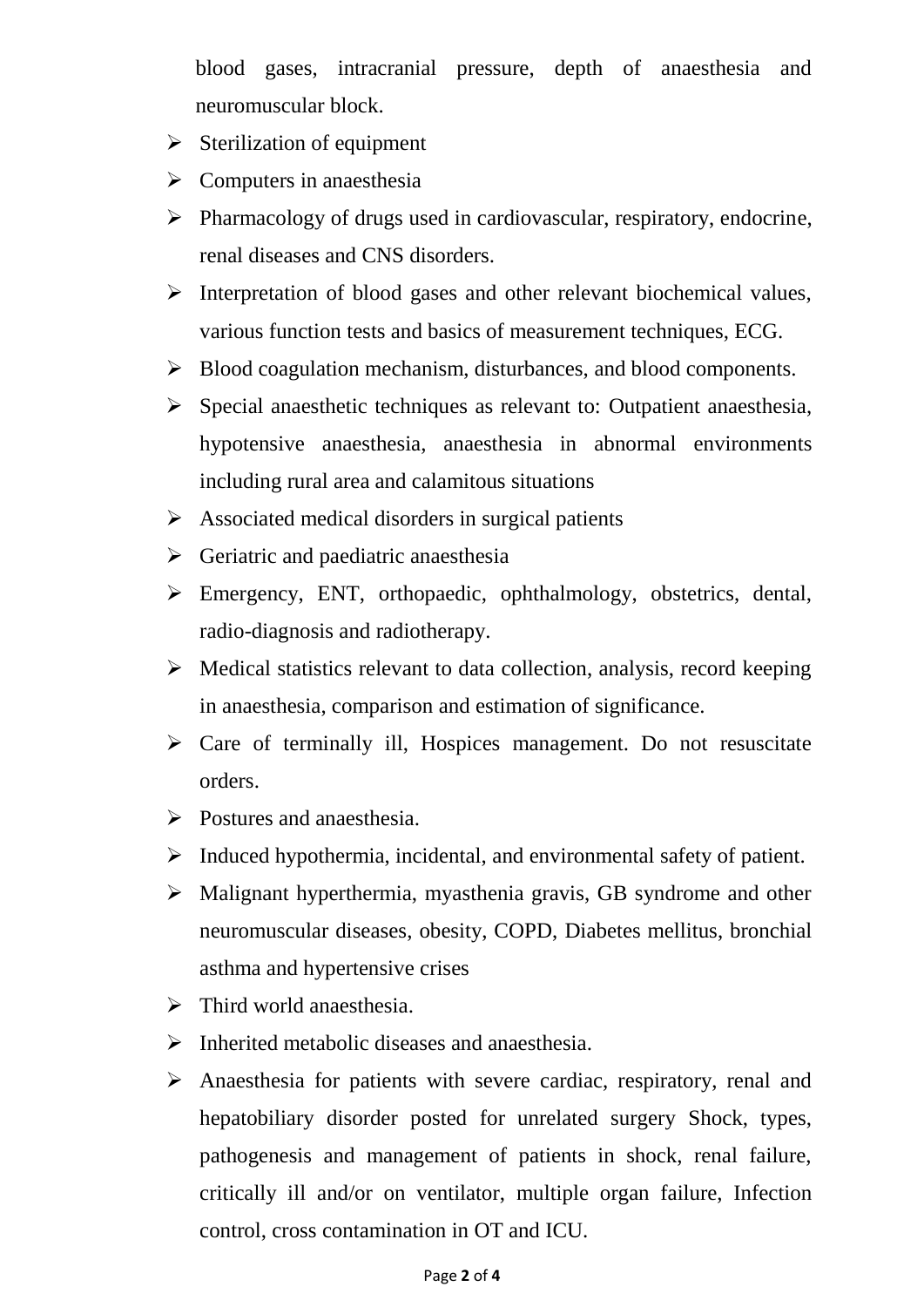blood gases, intracranial pressure, depth of anaesthesia and neuromuscular block.

- Sterilization of equipment
- Computers in anaesthesia
- Pharmacology of drugs used in cardiovascular, respiratory, endocrine, renal diseases and CNS disorders.
- Interpretation of blood gases and other relevant biochemical values, various function tests and basics of measurement techniques, ECG.
- Blood coagulation mechanism, disturbances, and blood components.
- Special anaesthetic techniques as relevant to: Outpatient anaesthesia, hypotensive anaesthesia, anaesthesia in abnormal environments including rural area and calamitous situations
- Associated medical disorders in surgical patients
- Geriatric and paediatric anaesthesia
- Emergency, ENT, orthopaedic, ophthalmology, obstetrics, dental, radio-diagnosis and radiotherapy.
- Medical statistics relevant to data collection, analysis, record keeping in anaesthesia, comparison and estimation of significance.
- Care of terminally ill, Hospices management. Do not resuscitate orders.
- Postures and anaesthesia.
- Induced hypothermia, incidental, and environmental safety of patient.
- Malignant hyperthermia, myasthenia gravis, GB syndrome and other neuromuscular diseases, obesity, COPD, Diabetes mellitus, bronchial asthma and hypertensive crises
- Third world anaesthesia.
- Inherited metabolic diseases and anaesthesia.
- Anaesthesia for patients with severe cardiac, respiratory, renal and hepatobiliary disorder posted for unrelated surgery Shock, types, pathogenesis and management of patients in shock, renal failure, critically ill and/or on ventilator, multiple organ failure, Infection control, cross contamination in OT and ICU.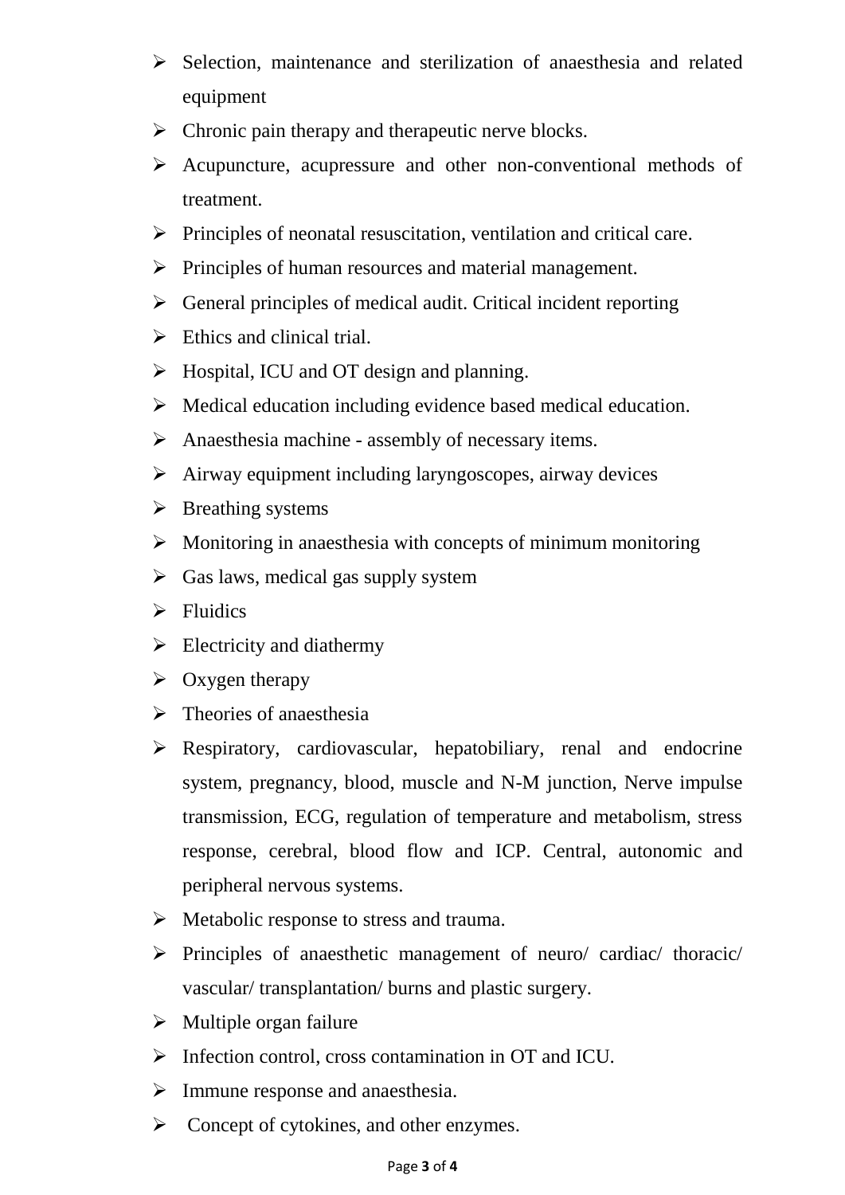- Selection, maintenance and sterilization of anaesthesia and related equipment
- Chronic pain therapy and therapeutic nerve blocks.
- Acupuncture, acupressure and other non-conventional methods of treatment.
- Principles of neonatal resuscitation, ventilation and critical care.
- Principles of human resources and material management.
- General principles of medical audit. Critical incident reporting
- Ethics and clinical trial.
- Hospital, ICU and OT design and planning.
- Medical education including evidence based medical education.
- Anaesthesia machine - assembly of necessary items.
- Airway equipment including laryngoscopes, airway devices
- Breathing systems
- Monitoring in anaesthesia with concepts of minimum monitoring
- Gas laws, medical gas supply system
- Fluidics
- Electricity and diathermy
- Oxygen therapy
- Theories of anaesthesia
- Respiratory, cardiovascular, hepatobiliary, renal and endocrine system, pregnancy, blood, muscle and N-M junction, Nerve impulse transmission, ECG, regulation of temperature and metabolism, stress response, cerebral, blood flow and ICP. Central, autonomic and peripheral nervous systems.
- Metabolic response to stress and trauma.
- Principles of anaesthetic management of neuro/ cardiac/ thoracic/ vascular/ transplantation/ burns and plastic surgery.
- Multiple organ failure
- Infection control, cross contamination in OT and ICU.
- Immune response and anaesthesia.
- Concept of cytokines, and other enzymes.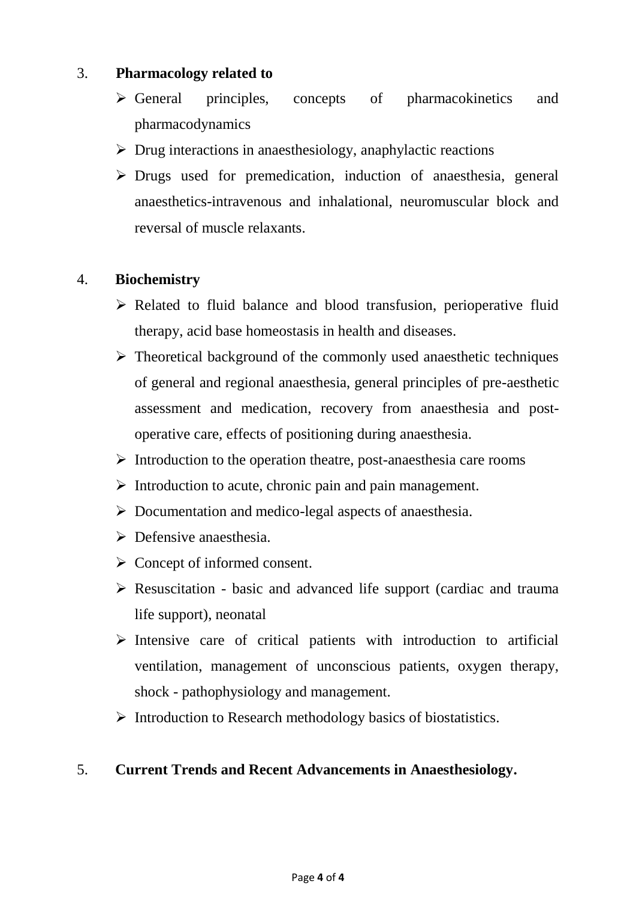3. **Pharmacology related to**

- General principles, concepts of pharmacokinetics and pharmacodynamics
- Drug interactions in anaesthesiology, anaphylactic reactions
- Drugs used for premedication, induction of anaesthesia, general anaesthetics-intravenous and inhalational, neuromuscular block and reversal of muscle relaxants.

4. **Biochemistry**

- Related to fluid balance and blood transfusion, perioperative fluid therapy, acid base homeostasis in health and diseases.
- Theoretical background of the commonly used anaesthetic techniques of general and regional anaesthesia, general principles of pre-aesthetic assessment and medication, recovery from anaesthesia and post-operative care, effects of positioning during anaesthesia.
- Introduction to the operation theatre, post-anaesthesia care rooms
- Introduction to acute, chronic pain and pain management.
- Documentation and medico-legal aspects of anaesthesia.
- Defensive anaesthesia.
- Concept of informed consent.
- Resuscitation - basic and advanced life support (cardiac and trauma life support), neonatal
- Intensive care of critical patients with introduction to artificial ventilation, management of unconscious patients, oxygen therapy, shock - pathophysiology and management.
- Introduction to Research methodology basics of biostatistics.

5. **Current Trends and Recent Advancements in Anaesthesiology.**